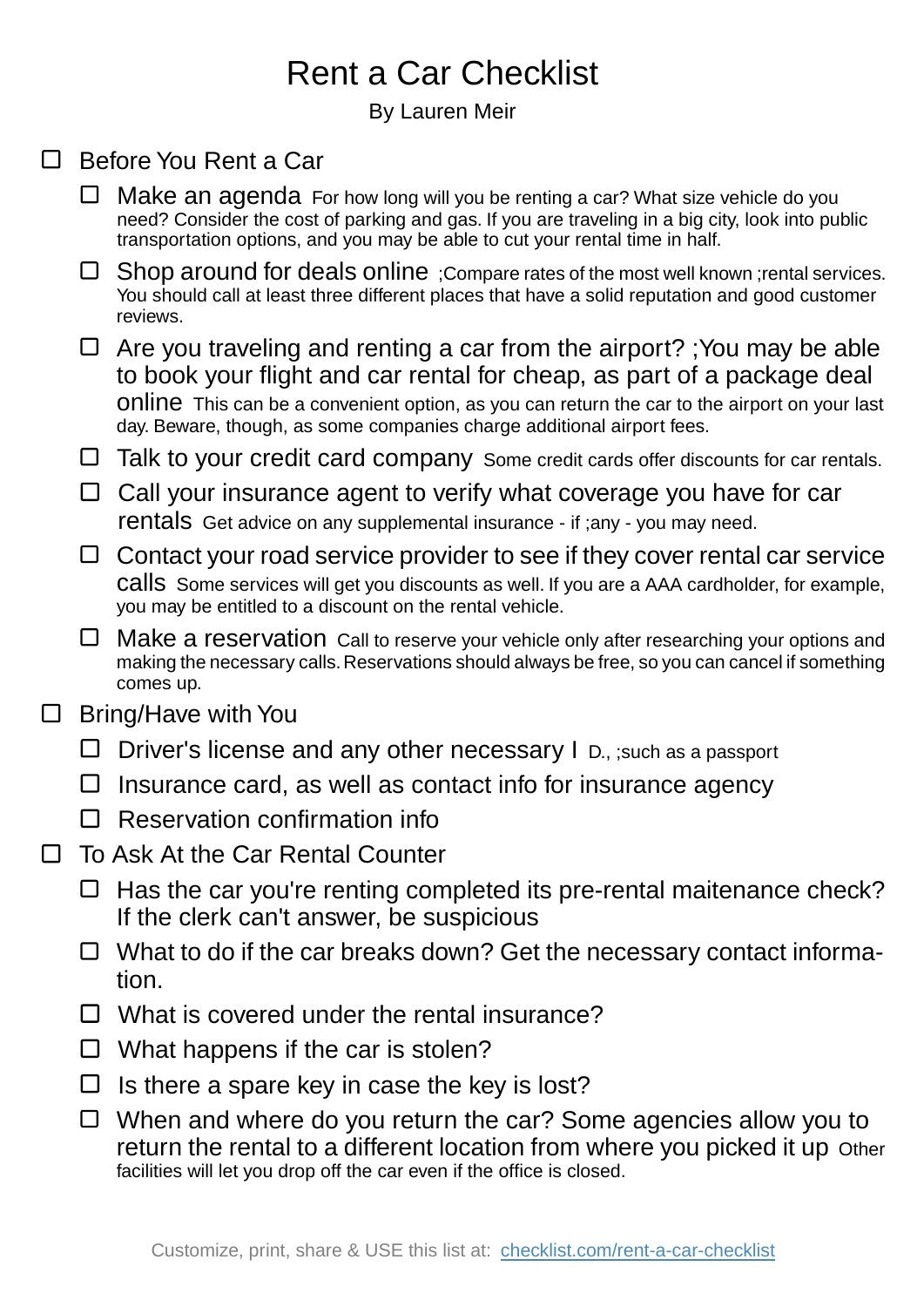# Rent a Car Checklist

By Lauren Meir

- [ ] Before You Rent a Car
  - [ ] Make an agenda For how long will you be renting a car? What size vehicle do you need? Consider the cost of parking and gas. If you are traveling in a big city, look into public transportation options, and you may be able to cut your rental time in half.
  - [ ] Shop around for deals online ;Compare rates of the most well known ;rental services. You should call at least three different places that have a solid reputation and good customer reviews.
  - [ ] Are you traveling and renting a car from the airport? ;You may be able to book your flight and car rental for cheap, as part of a package deal online This can be a convenient option, as you can return the car to the airport on your last day. Beware, though, as some companies charge additional airport fees.
  - [ ] Talk to your credit card company Some credit cards offer discounts for car rentals.
  - [ ] Call your insurance agent to verify what coverage you have for car rentals Get advice on any supplemental insurance - if ;any - you may need.
  - [ ] Contact your road service provider to see if they cover rental car service calls Some services will get you discounts as well. If you are a AAA cardholder, for example, you may be entitled to a discount on the rental vehicle.
  - [ ] Make a reservation Call to reserve your vehicle only after researching your options and making the necessary calls. Reservations should always be free, so you can cancel if something comes up.
- [ ] Bring/Have with You
  - [ ] Driver's license and any other necessary I D., ;such as a passport
  - [ ] Insurance card, as well as contact info for insurance agency
  - [ ] Reservation confirmation info
- [ ] To Ask At the Car Rental Counter
  - [ ] Has the car you're renting completed its pre-rental maitenance check? If the clerk can't answer, be suspicious
  - [ ] What to do if the car breaks down? Get the necessary contact information.
  - [ ] What is covered under the rental insurance?
  - [ ] What happens if the car is stolen?
  - [ ] Is there a spare key in case the key is lost?
  - [ ] When and where do you return the car? Some agencies allow you to return the rental to a different location from where you picked it up Other facilities will let you drop off the car even if the office is closed.

Customize, print, share & USE this list at: [checklist.com/rent-a-car-checklist](https://checklist.com/rent-a-car-checklist)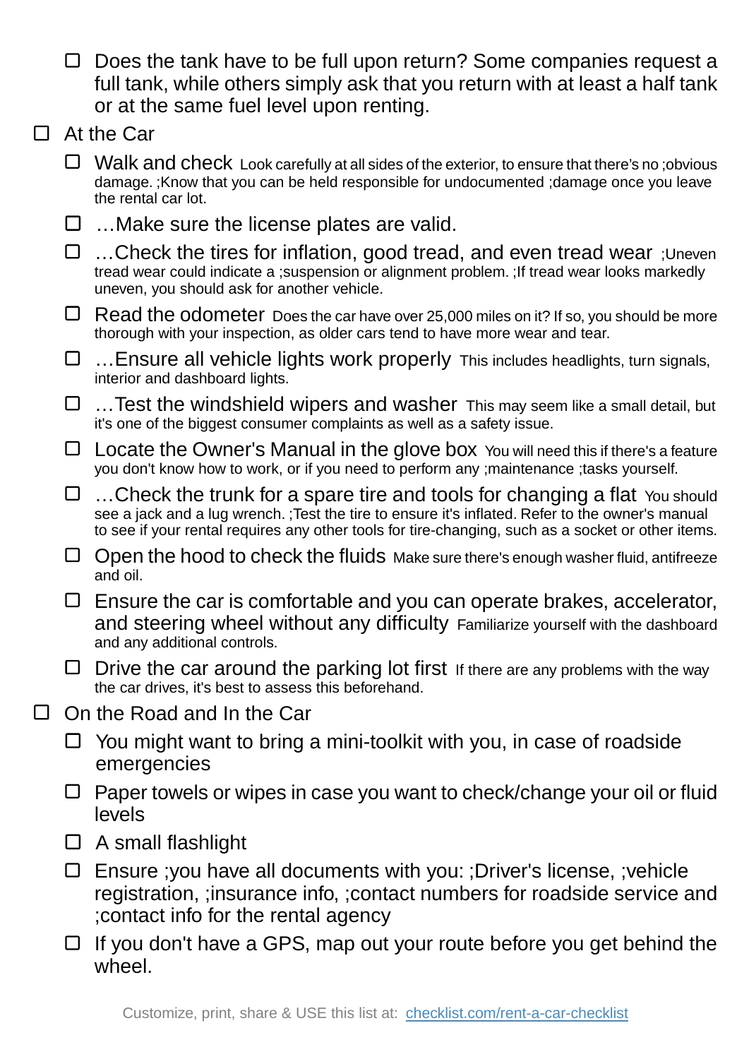- [ ] Does the tank have to be full upon return? Some companies request a full tank, while others simply ask that you return with at least a half tank or at the same fuel level upon renting.

- [ ] At the Car
  - [ ] Walk and check Look carefully at all sides of the exterior, to ensure that there's no ;obvious damage. ;Know that you can be held responsible for undocumented ;damage once you leave the rental car lot.
  - [ ] …Make sure the license plates are valid.
  - [ ] …Check the tires for inflation, good tread, and even tread wear ;Uneven tread wear could indicate a ;suspension or alignment problem. ;If tread wear looks markedly uneven, you should ask for another vehicle.
  - [ ] Read the odometer Does the car have over 25,000 miles on it? If so, you should be more thorough with your inspection, as older cars tend to have more wear and tear.
  - [ ] …Ensure all vehicle lights work properly This includes headlights, turn signals, interior and dashboard lights.
  - [ ] …Test the windshield wipers and washer This may seem like a small detail, but it's one of the biggest consumer complaints as well as a safety issue.
  - [ ] Locate the Owner's Manual in the glove box You will need this if there's a feature you don't know how to work, or if you need to perform any ;maintenance ;tasks yourself.
  - [ ] …Check the trunk for a spare tire and tools for changing a flat You should see a jack and a lug wrench. ;Test the tire to ensure it's inflated. Refer to the owner's manual to see if your rental requires any other tools for tire-changing, such as a socket or other items.
  - [ ] Open the hood to check the fluids Make sure there's enough washer fluid, antifreeze and oil.
  - [ ] Ensure the car is comfortable and you can operate brakes, accelerator, and steering wheel without any difficulty Familiarize yourself with the dashboard and any additional controls.
  - [ ] Drive the car around the parking lot first If there are any problems with the way the car drives, it's best to assess this beforehand.

- [ ] On the Road and In the Car
  - [ ] You might want to bring a mini-toolkit with you, in case of roadside emergencies
  - [ ] Paper towels or wipes in case you want to check/change your oil or fluid levels
  - [ ] A small flashlight
  - [ ] Ensure ;you have all documents with you: ;Driver's license, ;vehicle registration, ;insurance info, ;contact numbers for roadside service and ;contact info for the rental agency
  - [ ] If you don't have a GPS, map out your route before you get behind the wheel.

Customize, print, share & USE this list at: [checklist.com/rent-a-car-checklist](checklist.com/rent-a-car-checklist)